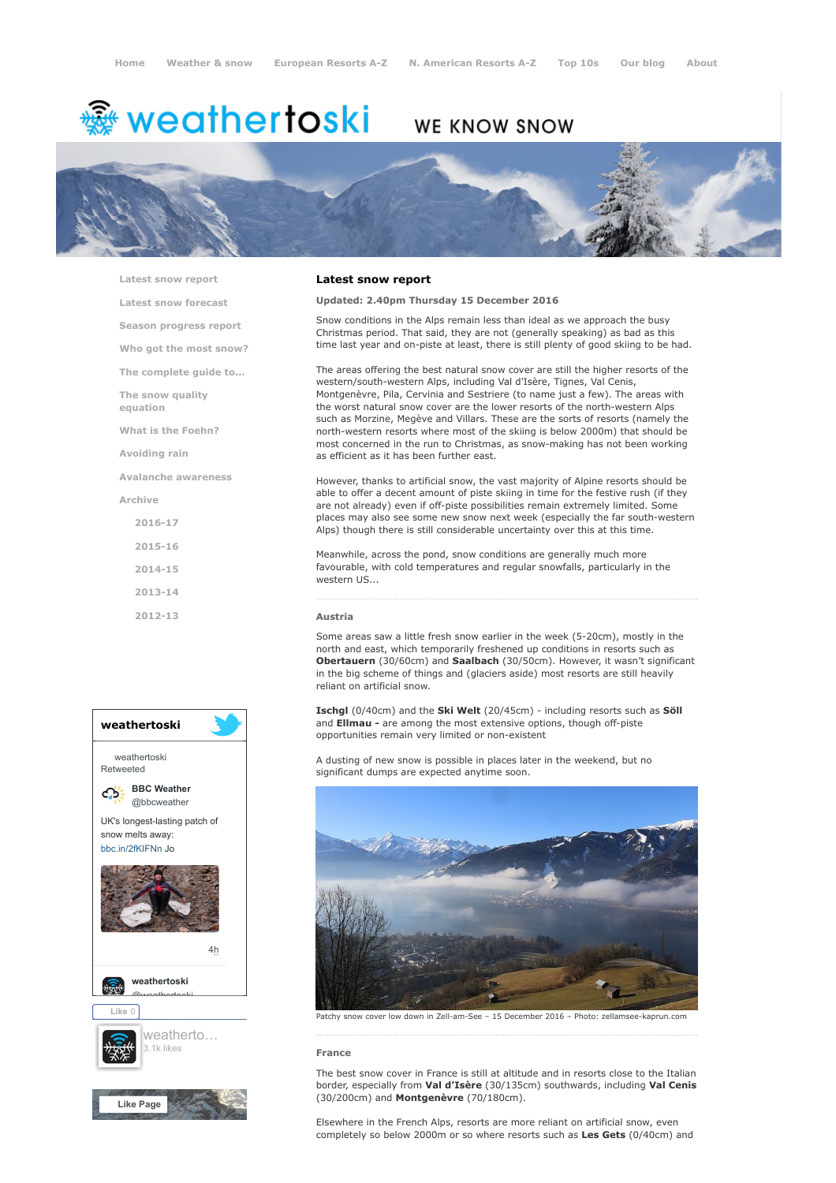Home Weather & snow European Resorts A-Z N. American Resorts A-Z Top 10s Our blog About

weathertoski WE KNOW SNOW

- Latest snow report
- Latest snow forecast
- Season progress report
- Who got the most snow?
- The complete guide to...
- The snow quality equation
- What is the Foehn?
- Avoiding rain
- Avalanche awareness
- Archive
  - 2016-17
  - 2015-16
  - 2014-15
  - 2013-14
  - 2012-13

## Latest snow report

**Updated: 2.40pm Thursday 15 December 2016**

Snow conditions in the Alps remain less than ideal as we approach the busy Christmas period. That said, they are not (generally speaking) as bad as this time last year and on-piste at least, there is still plenty of good skiing to be had.

The areas offering the best natural snow cover are still the higher resorts of the western/south-western Alps, including Val d'Isère, Tignes, Val Cenis, Montgenèvre, Pila, Cervinia and Sestriere (to name just a few). The areas with the worst natural snow cover are the lower resorts of the north-western Alps such as Morzine, Megève and Villars. These are the sorts of resorts (namely the north-western resorts where most of the skiing is below 2000m) that should be most concerned in the run to Christmas, as snow-making has not been working as efficient as it has been further east.

However, thanks to artificial snow, the vast majority of Alpine resorts should be able to offer a decent amount of piste skiing in time for the festive rush (if they are not already) even if off-piste possibilities remain extremely limited. Some places may also see some new snow next week (especially the far south-western Alps) though there is still considerable uncertainty over this at this time.

Meanwhile, across the pond, snow conditions are generally much more favourable, with cold temperatures and regular snowfalls, particularly in the western US...

### Austria

Some areas saw a little fresh snow earlier in the week (5-20cm), mostly in the north and east, which temporarily freshened up conditions in resorts such as **Obertauern** (30/60cm) and **Saalbach** (30/50cm). However, it wasn't significant in the big scheme of things and (glaciers aside) most resorts are still heavily reliant on artificial snow.

**Ischgl** (0/40cm) and the **Ski Welt** (20/45cm) - including resorts such as **Söll** and **Ellmau -** are among the most extensive options, though off-piste opportunities remain very limited or non-existent

A dusting of new snow is possible in places later in the weekend, but no significant dumps are expected anytime soon.

Patchy snow cover low down in Zell-am-See – 15 December 2016 – Photo: zellamsee-kaprun.com

### France

The best snow cover in France is still at altitude and in resorts close to the Italian border, especially from **Val d'Isère** (30/135cm) southwards, including **Val Cenis** (30/200cm) and **Montgenèvre** (70/180cm).

Elsewhere in the French Alps, resorts are more reliant on artificial snow, even completely so below 2000m or so where resorts such as **Les Gets** (0/40cm) and

weathertoski

weathertoski Retweeted

BBC Weather @bbcweather

UK's longest-lasting patch of snow melts away: bbc.in/2fKIFNn Jo

4h

weathertoski @weathertoski

Like 0

weatherto... 3.1k likes

Like Page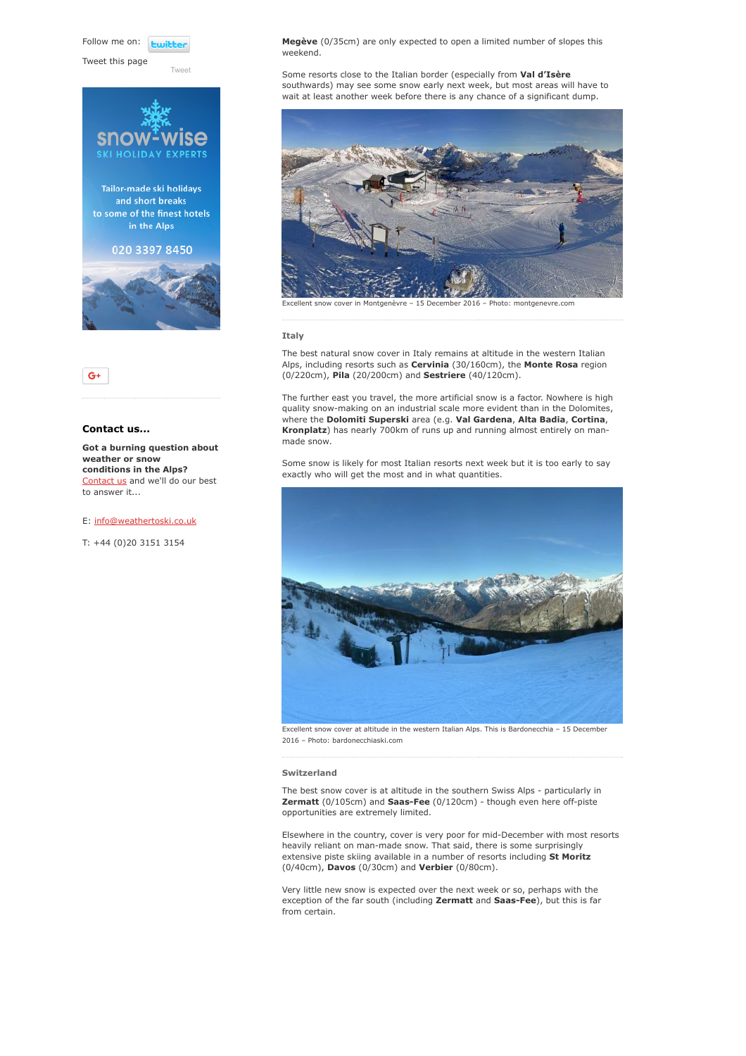Follow me on:

Tweet this page

Tweet

**Contact us...**

**Got a burning question about weather or snow conditions in the Alps?** Contact us and we'll do our best to answer it...

E: info@weathertoski.co.uk

T: +44 (0)20 3151 3154

**Megève** (0/35cm) are only expected to open a limited number of slopes this weekend.

Some resorts close to the Italian border (especially from **Val d'Isère** southwards) may see some snow early next week, but most areas will have to wait at least another week before there is any chance of a significant dump.

Excellent snow cover in Montgenèvre – 15 December 2016 – Photo: montgenevre.com

### Italy

The best natural snow cover in Italy remains at altitude in the western Italian Alps, including resorts such as **Cervinia** (30/160cm), the **Monte Rosa** region (0/220cm), **Pila** (20/200cm) and **Sestriere** (40/120cm).

The further east you travel, the more artificial snow is a factor. Nowhere is high quality snow-making on an industrial scale more evident than in the Dolomites, where the **Dolomiti Superski** area (e.g. **Val Gardena**, **Alta Badia**, **Cortina**, **Kronplatz**) has nearly 700km of runs up and running almost entirely on man-made snow.

Some snow is likely for most Italian resorts next week but it is too early to say exactly who will get the most and in what quantities.

Excellent snow cover at altitude in the western Italian Alps. This is Bardonecchia – 15 December 2016 – Photo: bardonecchiaski.com

### Switzerland

The best snow cover is at altitude in the southern Swiss Alps - particularly in **Zermatt** (0/105cm) and **Saas-Fee** (0/120cm) - though even here off-piste opportunities are extremely limited.

Elsewhere in the country, cover is very poor for mid-December with most resorts heavily reliant on man-made snow. That said, there is some surprisingly extensive piste skiing available in a number of resorts including **St Moritz** (0/40cm), **Davos** (0/30cm) and **Verbier** (0/80cm).

Very little new snow is expected over the next week or so, perhaps with the exception of the far south (including **Zermatt** and **Saas-Fee**), but this is far from certain.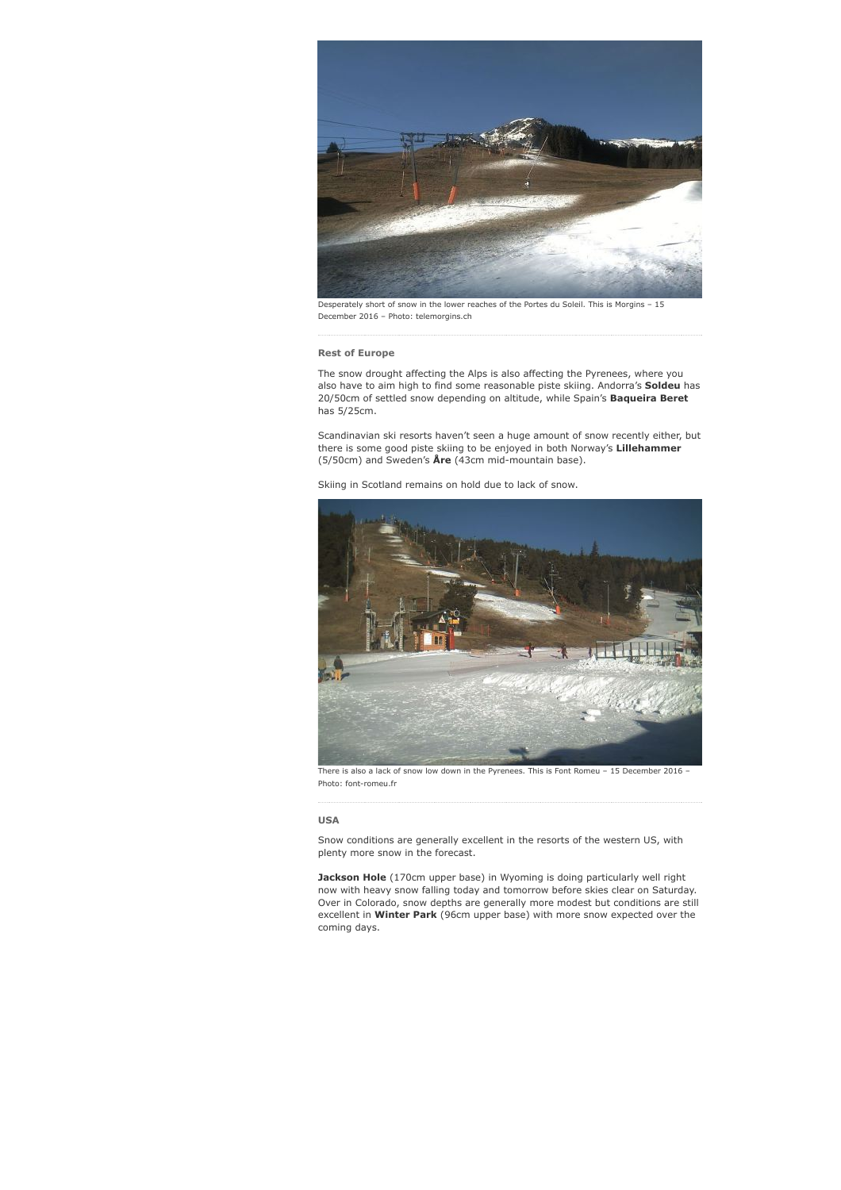Desperately short of snow in the lower reaches of the Portes du Soleil. This is Morgins – 15 December 2016 – Photo: telemorgins.ch

### Rest of Europe

The snow drought affecting the Alps is also affecting the Pyrenees, where you also have to aim high to find some reasonable piste skiing. Andorra's **Soldeu** has 20/50cm of settled snow depending on altitude, while Spain's **Baqueira Beret** has 5/25cm.

Scandinavian ski resorts haven't seen a huge amount of snow recently either, but there is some good piste skiing to be enjoyed in both Norway's **Lillehammer** (5/50cm) and Sweden's **Åre** (43cm mid-mountain base).

Skiing in Scotland remains on hold due to lack of snow.

There is also a lack of snow low down in the Pyrenees. This is Font Romeu – 15 December 2016 – Photo: font-romeu.fr

### USA

Snow conditions are generally excellent in the resorts of the western US, with plenty more snow in the forecast.

**Jackson Hole** (170cm upper base) in Wyoming is doing particularly well right now with heavy snow falling today and tomorrow before skies clear on Saturday. Over in Colorado, snow depths are generally more modest but conditions are still excellent in **Winter Park** (96cm upper base) with more snow expected over the coming days.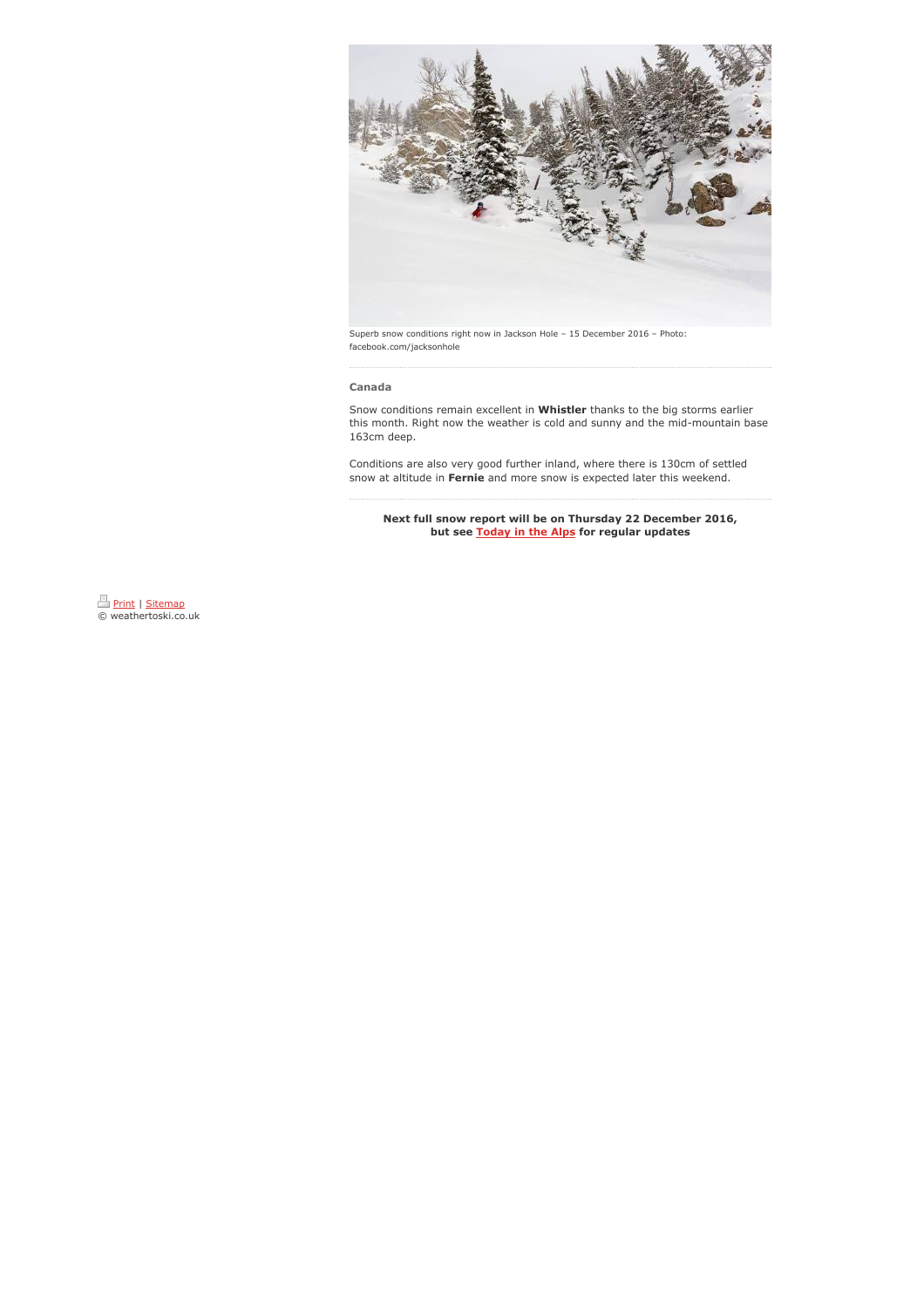Superb snow conditions right now in Jackson Hole – 15 December 2016 – Photo: facebook.com/jacksonhole

### Canada

Snow conditions remain excellent in **Whistler** thanks to the big storms earlier this month. Right now the weather is cold and sunny and the mid-mountain base 163cm deep.

Conditions are also very good further inland, where there is 130cm of settled snow at altitude in **Fernie** and more snow is expected later this weekend.

**Next full snow report will be on Thursday 22 December 2016, but see Today in the Alps for regular updates**

Print | Sitemap
© weathertoski.co.uk